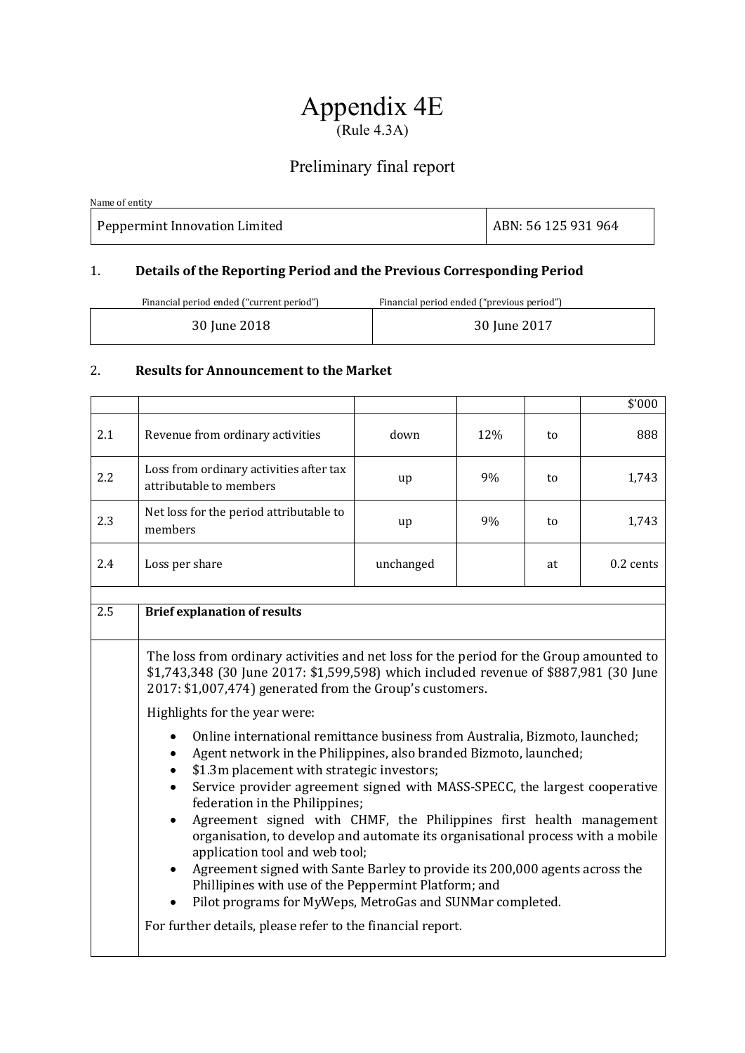# Appendix 4E

(Rule 4.3A)

## Preliminary final report

| Name of entity | |
|---|---|
| Peppermint Innovation Limited | ABN: 56 125 931 964 |

### 1. Details of the Reporting Period and the Previous Corresponding Period

| Financial period ended ("current period") | Financial period ended ("previous period") |
|---|---|
| 30 June 2018 | 30 June 2017 |

### 2. Results for Announcement to the Market

| | | | | | $'000 |
|---|---|---|---|---|---|
| 2.1 | Revenue from ordinary activities | down | 12% | to | 888 |
| 2.2 | Loss from ordinary activities after tax attributable to members | up | 9% | to | 1,743 |
| 2.3 | Net loss for the period attributable to members | up | 9% | to | 1,743 |
| 2.4 | Loss per share | unchanged | | at | 0.2 cents |

**2.5 Brief explanation of results**

The loss from ordinary activities and net loss for the period for the Group amounted to $1,743,348 (30 June 2017: $1,599,598) which included revenue of $887,981 (30 June 2017: $1,007,474) generated from the Group's customers.

Highlights for the year were:

- Online international remittance business from Australia, Bizmoto, launched;
- Agent network in the Philippines, also branded Bizmoto, launched;
- $1.3m placement with strategic investors;
- Service provider agreement signed with MASS-SPECC, the largest cooperative federation in the Philippines;
- Agreement signed with CHMF, the Philippines first health management organisation, to develop and automate its organisational process with a mobile application tool and web tool;
- Agreement signed with Sante Barley to provide its 200,000 agents across the Phillipines with use of the Peppermint Platform; and
- Pilot programs for MyWeps, MetroGas and SUNMar completed.

For further details, please refer to the financial report.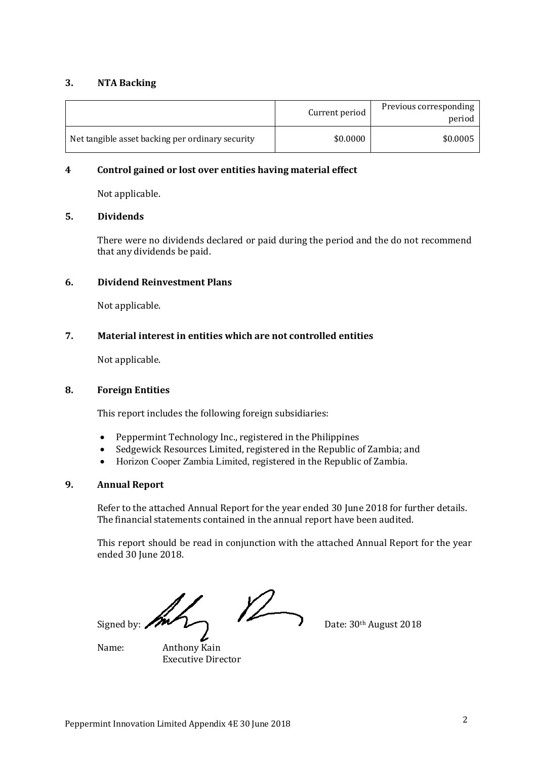## 3. NTA Backing

| | Current period | Previous corresponding period |
|---|---|---|
| Net tangible asset backing per ordinary security | \$0.0000 | \$0.0005 |

## 4 Control gained or lost over entities having material effect

Not applicable.

## 5. Dividends

There were no dividends declared or paid during the period and the do not recommend that any dividends be paid.

## 6. Dividend Reinvestment Plans

Not applicable.

## 7. Material interest in entities which are not controlled entities

Not applicable.

## 8. Foreign Entities

This report includes the following foreign subsidiaries:

- Peppermint Technology Inc., registered in the Philippines
- Sedgewick Resources Limited, registered in the Republic of Zambia; and
- Horizon Cooper Zambia Limited, registered in the Republic of Zambia.

## 9. Annual Report

Refer to the attached Annual Report for the year ended 30 June 2018 for further details. The financial statements contained in the annual report have been audited.

This report should be read in conjunction with the attached Annual Report for the year ended 30 June 2018.

Signed by: Date: 30th August 2018

Name: Anthony Kain
Executive Director